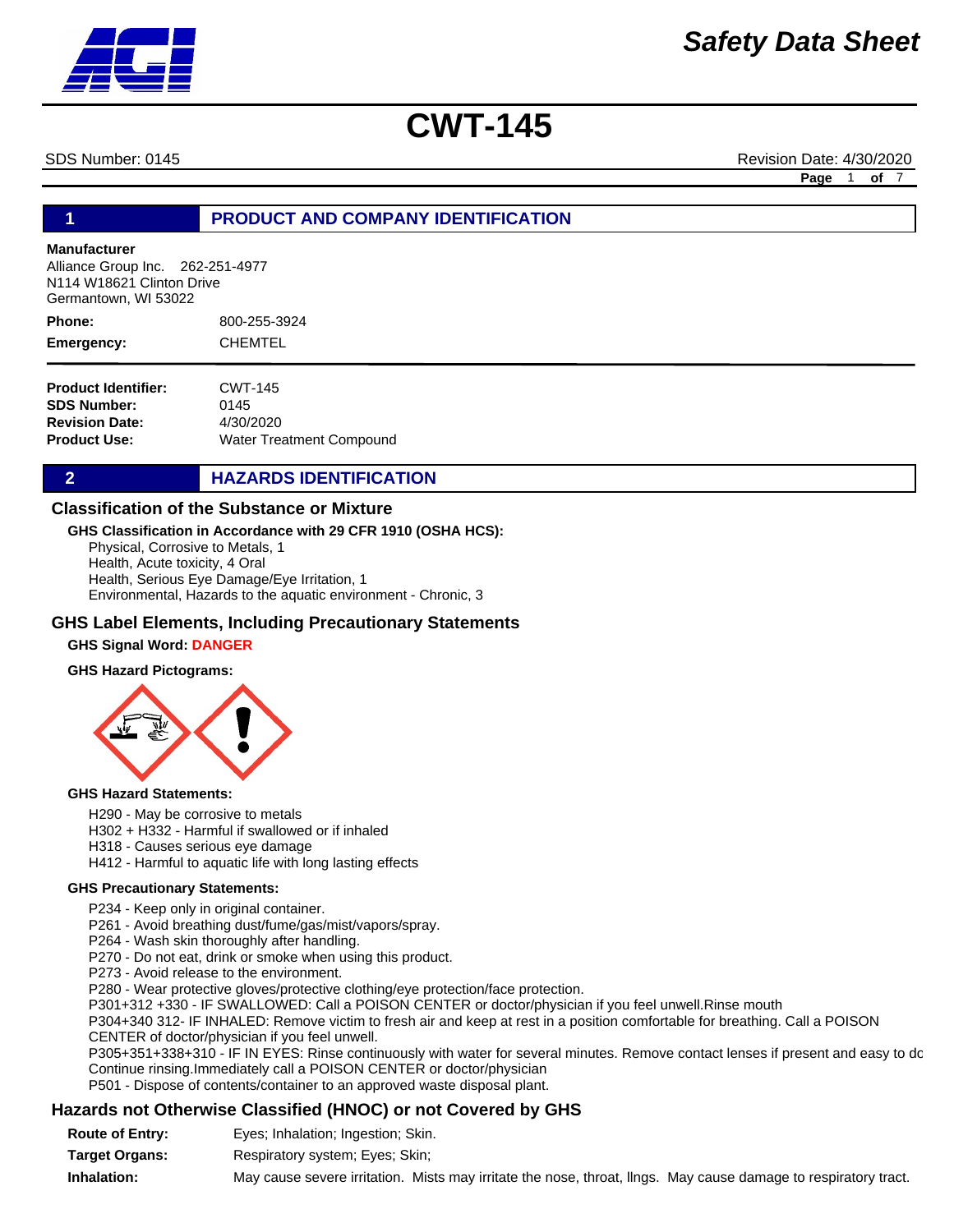# CWT-145

SDS Number: 0145 Revision Date: 4/30/2020

## 1 PRODUCT AND COMPANY IDENTIFICATION

**Manufacturer**
Alliance Group Inc. 262-251-4977
N114 W18621 Clinton Drive
Germantown, WI 53022

**Phone:** 800-255-3924

**Emergency:** CHEMTEL

**Product Identifier:** CWT-145
**SDS Number:** 0145
**Revision Date:** 4/30/2020
**Product Use:** Water Treatment Compound

## 2 HAZARDS IDENTIFICATION

### Classification of the Substance or Mixture

**GHS Classification in Accordance with 29 CFR 1910 (OSHA HCS):**

Physical, Corrosive to Metals, 1
Health, Acute toxicity, 4 Oral
Health, Serious Eye Damage/Eye Irritation, 1
Environmental, Hazards to the aquatic environment - Chronic, 3

### GHS Label Elements, Including Precautionary Statements

**GHS Signal Word:** DANGER

**GHS Hazard Pictograms:**

**GHS Hazard Statements:**

H290 - May be corrosive to metals
H302 + H332 - Harmful if swallowed or if inhaled
H318 - Causes serious eye damage
H412 - Harmful to aquatic life with long lasting effects

**GHS Precautionary Statements:**

P234 - Keep only in original container.
P261 - Avoid breathing dust/fume/gas/mist/vapors/spray.
P264 - Wash skin thoroughly after handling.
P270 - Do not eat, drink or smoke when using this product.
P273 - Avoid release to the environment.
P280 - Wear protective gloves/protective clothing/eye protection/face protection.
P301+312 +330 - IF SWALLOWED: Call a POISON CENTER or doctor/physician if you feel unwell.Rinse mouth
P304+340 312- IF INHALED: Remove victim to fresh air and keep at rest in a position comfortable for breathing. Call a POISON CENTER of doctor/physician if you feel unwell.
P305+351+338+310 - IF IN EYES: Rinse continuously with water for several minutes. Remove contact lenses if present and easy to dc Continue rinsing.Immediately call a POISON CENTER or doctor/physician
P501 - Dispose of contents/container to an approved waste disposal plant.

### Hazards not Otherwise Classified (HNOC) or not Covered by GHS

**Route of Entry:** Eyes; Inhalation; Ingestion; Skin.

**Target Organs:** Respiratory system; Eyes; Skin;

**Inhalation:** May cause severe irritation. Mists may irritate the nose, throat, llngs. May cause damage to respiratory tract.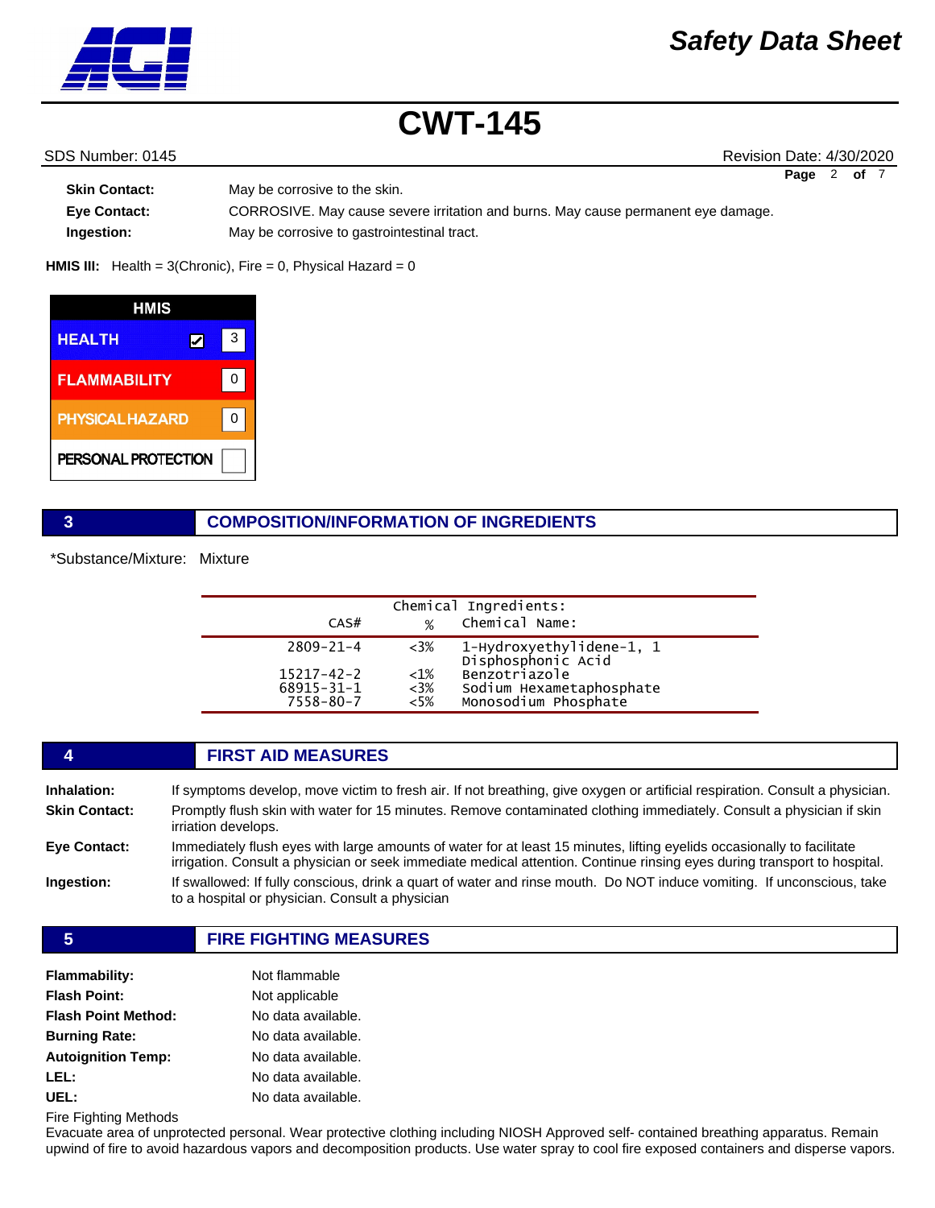**Skin Contact:** May be corrosive to the skin.

**Eye Contact:** CORROSIVE. May cause severe irritation and burns. May cause permanent eye damage.

**Ingestion:** May be corrosive to gastrointestinal tract.

**HMIS III:** Health = 3(Chronic), Fire = 0, Physical Hazard = 0

| HMIS | |
|---|---|
| HEALTH ☑ | 3 |
| FLAMMABILITY | 0 |
| PHYSICAL HAZARD | 0 |
| PERSONAL PROTECTION | |

## 3 COMPOSITION/INFORMATION OF INGREDIENTS

*Substance/Mixture: Mixture

Chemical Ingredients:

| CAS# | % | Chemical Name: |
|---|---|---|
| 2809-21-4 | <3% | 1-Hydroxyethylidene-1, 1 Disphosphonic Acid |
| 15217-42-2 | <1% | Benzotriazole |
| 68915-31-1 | <3% | Sodium Hexametaphosphate |
| 7558-80-7 | <5% | Monosodium Phosphate |

## 4 FIRST AID MEASURES

**Inhalation:** If symptoms develop, move victim to fresh air. If not breathing, give oxygen or artificial respiration. Consult a physician.

**Skin Contact:** Promptly flush skin with water for 15 minutes. Remove contaminated clothing immediately. Consult a physician if skin irriation develops.

**Eye Contact:** Immediately flush eyes with large amounts of water for at least 15 minutes, lifting eyelids occasionally to facilitate irrigation. Consult a physician or seek immediate medical attention. Continue rinsing eyes during transport to hospital.

**Ingestion:** If swallowed: If fully conscious, drink a quart of water and rinse mouth. Do NOT induce vomiting. If unconscious, take to a hospital or physician. Consult a physician

## 5 FIRE FIGHTING MEASURES

**Flammability:** Not flammable

**Flash Point:** Not applicable

**Flash Point Method:** No data available.

**Burning Rate:** No data available.

**Autoignition Temp:** No data available.

**LEL:** No data available.

**UEL:** No data available.

Fire Fighting Methods

Evacuate area of unprotected personal. Wear protective clothing including NIOSH Approved self- contained breathing apparatus. Remain upwind of fire to avoid hazardous vapors and decomposition products. Use water spray to cool fire exposed containers and disperse vapors.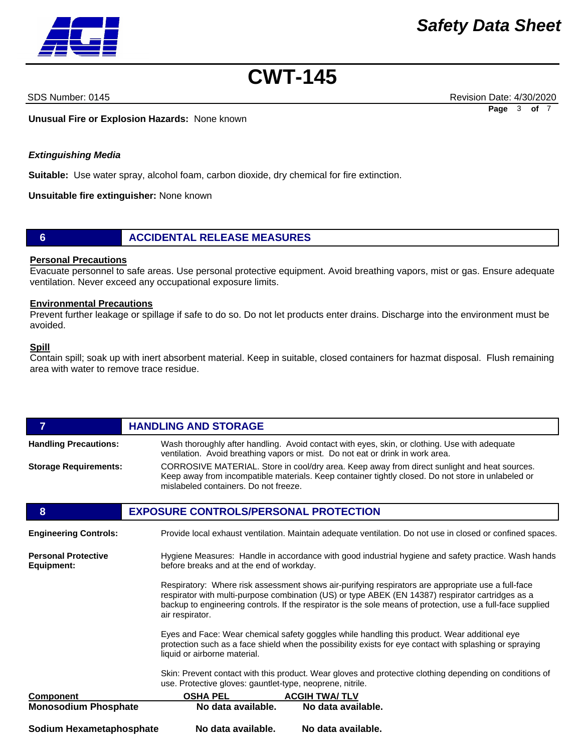**Unusual Fire or Explosion Hazards:** None known

***Extingushing Media***

**Suitable:** Use water spray, alcohol foam, carbon dioxide, dry chemical for fire extinction.

**Unsuitable fire extinguisher:** None known

## 6 ACCIDENTAL RELEASE MEASURES

**Personal Precautions**

Evacuate personnel to safe areas. Use personal protective equipment. Avoid breathing vapors, mist or gas. Ensure adequate ventilation. Never exceed any occupational exposure limits.

**Environmental Precautions**

Prevent further leakage or spillage if safe to do so. Do not let products enter drains. Discharge into the environment must be avoided.

**Spill**

Contain spill; soak up with inert absorbent material. Keep in suitable, closed containers for hazmat disposal. Flush remaining area with water to remove trace residue.

## 7 HANDLING AND STORAGE

**Handling Precautions:** Wash thoroughly after handling. Avoid contact with eyes, skin, or clothing. Use with adequate ventilation. Avoid breathing vapors or mist. Do not eat or drink in work area.

**Storage Requirements:** CORROSIVE MATERIAL. Store in cool/dry area. Keep away from direct sunlight and heat sources. Keep away from incompatible materials. Keep container tightly closed. Do not store in unlabeled or mislabeled containers. Do not freeze.

## 8 EXPOSURE CONTROLS/PERSONAL PROTECTION

**Engineering Controls:** Provide local exhaust ventilation. Maintain adequate ventilation. Do not use in closed or confined spaces.

**Personal Protective Equipment:**

Hygiene Measures: Handle in accordance with good industrial hygiene and safety practice. Wash hands before breaks and at the end of workday.

Respiratory: Where risk assessment shows air-purifying respirators are appropriate use a full-face respirator with multi-purpose combination (US) or type ABEK (EN 14387) respirator cartridges as a backup to engineering controls. If the respirator is the sole means of protection, use a full-face supplied air respirator.

Eyes and Face: Wear chemical safety goggles while handling this product. Wear additional eye protection such as a face shield when the possibility exists for eye contact with splashing or spraying liquid or airborne material.

Skin: Prevent contact with this product. Wear gloves and protective clothing depending on conditions of use. Protective gloves: gauntlet-type, neoprene, nitrile.

| Component | OSHA PEL | ACGIH TWA/ TLV |
|---|---|---|
| **Monosodium Phosphate** | **No data available.** | **No data available.** |
| **Sodium Hexametaphosphate** | **No data available.** | **No data available.** |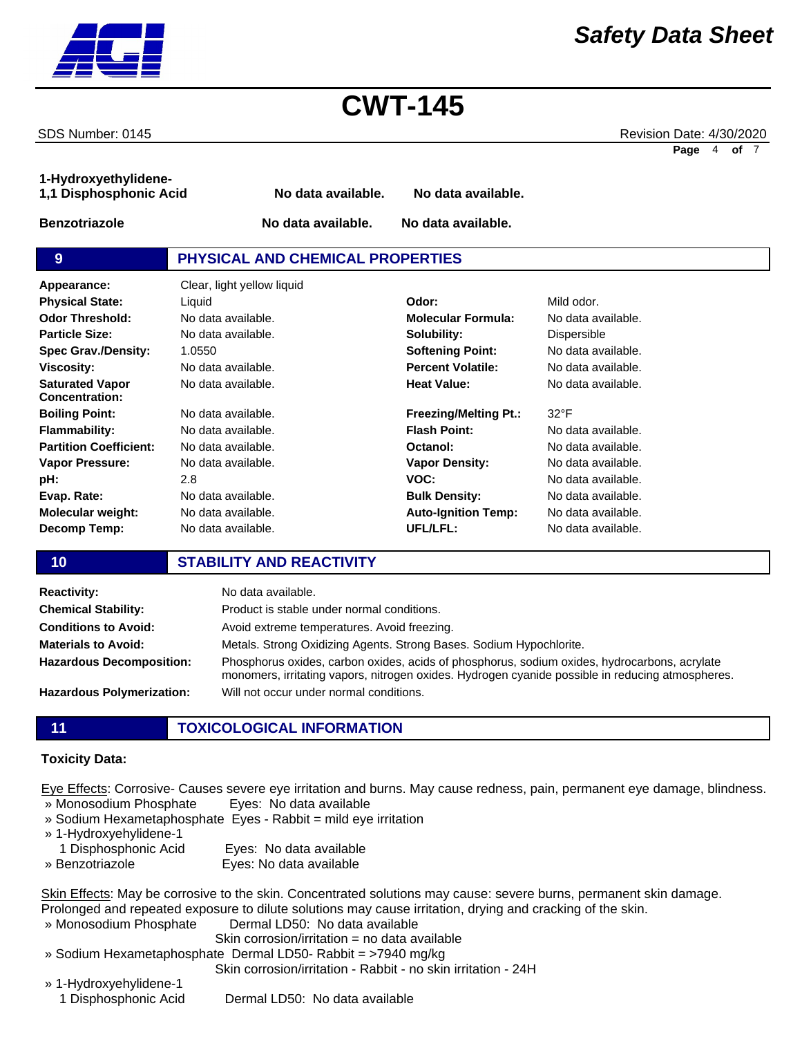| | | |
|---|---|---|
| **1-Hydroxyethylidene-1,1 Disphosphonic Acid** | **No data available.** | **No data available.** |
| **Benzotriazole** | **No data available.** | **No data available.** |

## 9 PHYSICAL AND CHEMICAL PROPERTIES

**Appearance:** Clear, light yellow liquid

| | | | |
|---|---|---|---|
| **Physical State:** | Liquid | **Odor:** | Mild odor. |
| **Odor Threshold:** | No data available. | **Molecular Formula:** | No data available. |
| **Particle Size:** | No data available. | **Solubility:** | Dispersible |
| **Spec Grav./Density:** | 1.0550 | **Softening Point:** | No data available. |
| **Viscosity:** | No data available. | **Percent Volatile:** | No data available. |
| **Saturated Vapor Concentration:** | No data available. | **Heat Value:** | No data available. |
| **Boiling Point:** | No data available. | **Freezing/Melting Pt.:** | 32°F |
| **Flammability:** | No data available. | **Flash Point:** | No data available. |
| **Partition Coefficient:** | No data available. | **Octanol:** | No data available. |
| **Vapor Pressure:** | No data available. | **Vapor Density:** | No data available. |
| **pH:** | 2.8 | **VOC:** | No data available. |
| **Evap. Rate:** | No data available. | **Bulk Density:** | No data available. |
| **Molecular weight:** | No data available. | **Auto-Ignition Temp:** | No data available. |
| **Decomp Temp:** | No data available. | **UFL/LFL:** | No data available. |

## 10 STABILITY AND REACTIVITY

| | |
|---|---|
| **Reactivity:** | No data available. |
| **Chemical Stability:** | Product is stable under normal conditions. |
| **Conditions to Avoid:** | Avoid extreme temperatures. Avoid freezing. |
| **Materials to Avoid:** | Metals. Strong Oxidizing Agents. Strong Bases. Sodium Hypochlorite. |
| **Hazardous Decomposition:** | Phosphorus oxides, carbon oxides, acids of phosphorus, sodium oxides, hydrocarbons, acrylate monomers, irritating vapors, nitrogen oxides. Hydrogen cyanide possible in reducing atmospheres. |
| **Hazardous Polymerization:** | Will not occur under normal conditions. |

## 11 TOXICOLOGICAL INFORMATION

**Toxicity Data:**

Eye Effects: Corrosive- Causes severe eye irritation and burns. May cause redness, pain, permanent eye damage, blindness.

- » Monosodium Phosphate — Eyes: No data available
- » Sodium Hexametaphosphate — Eyes - Rabbit = mild eye irritation
- » 1-Hydroxyehylidene-1 1 Disphosphonic Acid — Eyes: No data available
- » Benzotriazole — Eyes: No data available

Skin Effects: May be corrosive to the skin. Concentrated solutions may cause: severe burns, permanent skin damage. Prolonged and repeated exposure to dilute solutions may cause irritation, drying and cracking of the skin.

- » Monosodium Phosphate — Dermal LD50: No data available
  Skin corrosion/irritation = no data available
- » Sodium Hexametaphosphate — Dermal LD50- Rabbit = >7940 mg/kg
  Skin corrosion/irritation - Rabbit - no skin irritation - 24H
- » 1-Hydroxyehylidene-1 1 Disphosphonic Acid — Dermal LD50: No data available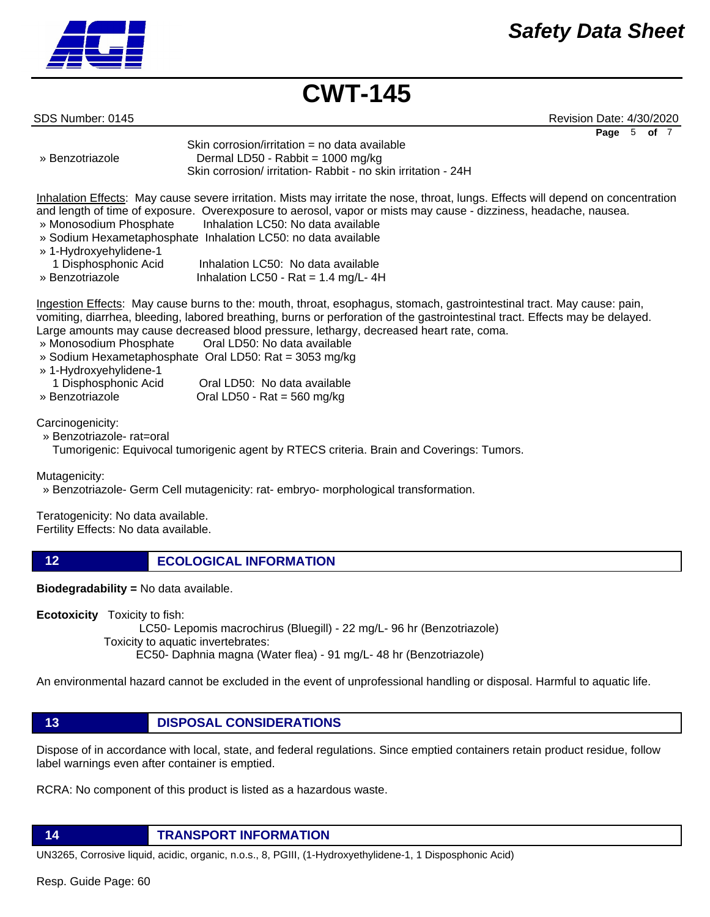Skin corrosion/irritation = no data available

» Benzotriazole — Dermal LD50 - Rabbit = 1000 mg/kg
Skin corrosion/ irritation- Rabbit - no skin irritation - 24H

Inhalation Effects: May cause severe irritation. Mists may irritate the nose, throat, lungs. Effects will depend on concentration and length of time of exposure. Overexposure to aerosol, vapor or mists may cause - dizziness, headache, nausea.

- » Monosodium Phosphate — Inhalation LC50: No data available
- » Sodium Hexametaphosphate — Inhalation LC50: no data available
- » 1-Hydroxyehylidene-1 1 Disphosphonic Acid — Inhalation LC50: No data available
- » Benzotriazole — Inhalation LC50 - Rat = 1.4 mg/L- 4H

Ingestion Effects: May cause burns to the: mouth, throat, esophagus, stomach, gastrointestinal tract. May cause: pain, vomiting, diarrhea, bleeding, labored breathing, burns or perforation of the gastrointestinal tract. Effects may be delayed. Large amounts may cause decreased blood pressure, lethargy, decreased heart rate, coma.

- » Monosodium Phosphate — Oral LD50: No data available
- » Sodium Hexametaphosphate — Oral LD50: Rat = 3053 mg/kg
- » 1-Hydroxyehylidene-1 1 Disphosphonic Acid — Oral LD50: No data available
- » Benzotriazole — Oral LD50 - Rat = 560 mg/kg

Carcinogenicity:

» Benzotriazole- rat=oral
Tumorigenic: Equivocal tumorigenic agent by RTECS criteria. Brain and Coverings: Tumors.

Mutagenicity:

» Benzotriazole- Germ Cell mutagenicity: rat- embryo- morphological transformation.

Teratogenicity: No data available.
Fertility Effects: No data available.

## 12 ECOLOGICAL INFORMATION

**Biodegradability =** No data available.

**Ecotoxicity** Toxicity to fish:
LC50- Lepomis macrochirus (Bluegill) - 22 mg/L- 96 hr (Benzotriazole)
Toxicity to aquatic invertebrates:
EC50- Daphnia magna (Water flea) - 91 mg/L- 48 hr (Benzotriazole)

An environmental hazard cannot be excluded in the event of unprofessional handling or disposal. Harmful to aquatic life.

## 13 DISPOSAL CONSIDERATIONS

Dispose of in accordance with local, state, and federal regulations. Since emptied containers retain product residue, follow label warnings even after container is emptied.

RCRA: No component of this product is listed as a hazardous waste.

## 14 TRANSPORT INFORMATION

UN3265, Corrosive liquid, acidic, organic, n.o.s., 8, PGIII, (1-Hydroxyethylidene-1, 1 Disposphonic Acid)

Resp. Guide Page: 60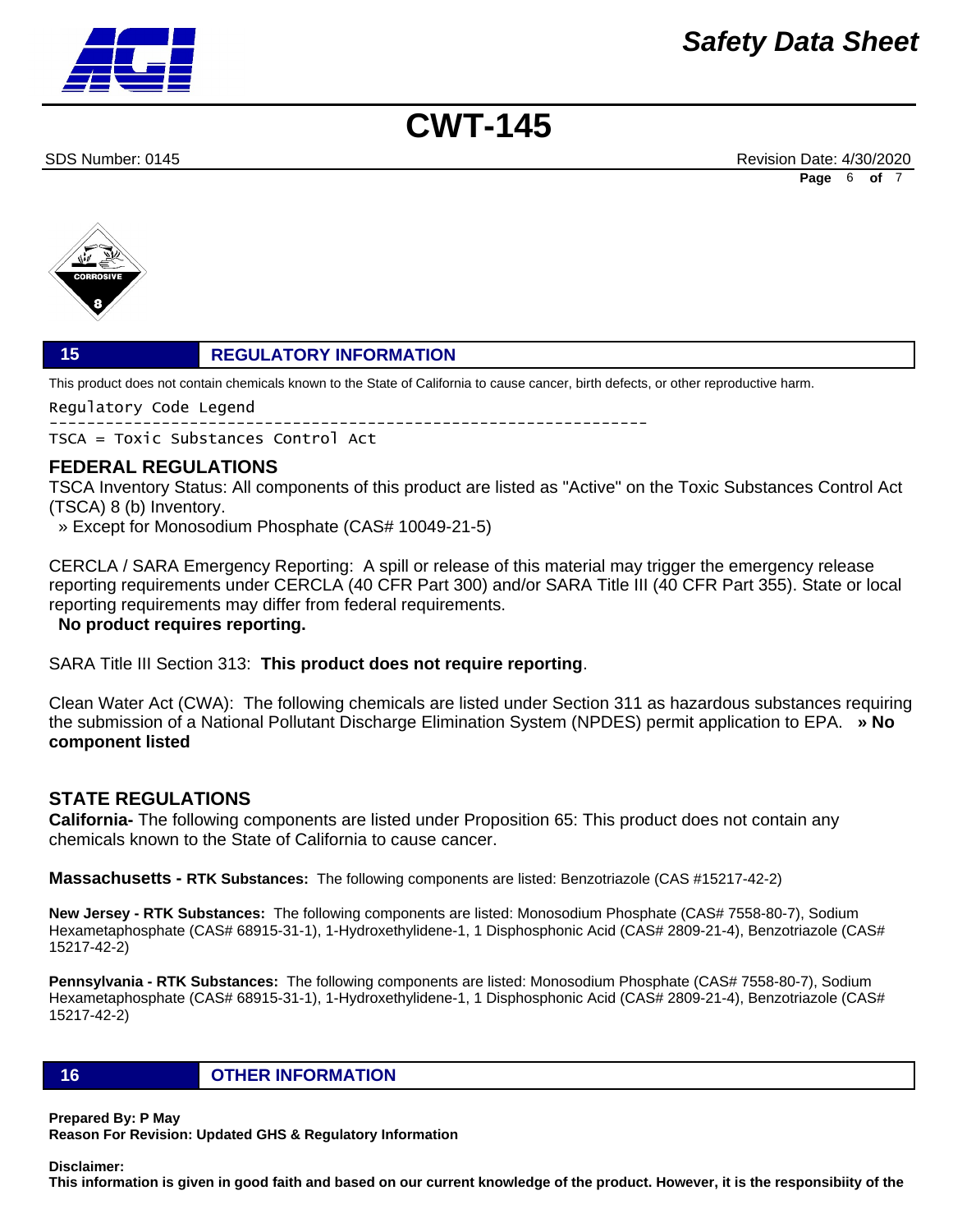## 15 REGULATORY INFORMATION

This product does not contain chemicals known to the State of California to cause cancer, birth defects, or other reproductive harm.

```
Regulatory Code Legend
----------------------------------------------------------------
TSCA = Toxic Substances Control Act
```

### FEDERAL REGULATIONS

TSCA Inventory Status: All components of this product are listed as "Active" on the Toxic Substances Control Act (TSCA) 8 (b) Inventory.

» Except for Monosodium Phosphate (CAS# 10049-21-5)

CERCLA / SARA Emergency Reporting: A spill or release of this material may trigger the emergency release reporting requirements under CERCLA (40 CFR Part 300) and/or SARA Title III (40 CFR Part 355). State or local reporting requirements may differ from federal requirements.

**No product requires reporting.**

SARA Title III Section 313: **This product does not require reporting**.

Clean Water Act (CWA): The following chemicals are listed under Section 311 as hazardous substances requiring the submission of a National Pollutant Discharge Elimination System (NPDES) permit application to EPA. **» No component listed**

### STATE REGULATIONS

**California-** The following components are listed under Proposition 65: This product does not contain any chemicals known to the State of California to cause cancer.

**Massachusetts - RTK Substances:** The following components are listed: Benzotriazole (CAS #15217-42-2)

**New Jersey - RTK Substances:** The following components are listed: Monosodium Phosphate (CAS# 7558-80-7), Sodium Hexametaphosphate (CAS# 68915-31-1), 1-Hydroxethylidene-1, 1 Disphosphonic Acid (CAS# 2809-21-4), Benzotriazole (CAS# 15217-42-2)

**Pennsylvania - RTK Substances:** The following components are listed: Monosodium Phosphate (CAS# 7558-80-7), Sodium Hexametaphosphate (CAS# 68915-31-1), 1-Hydroxethylidene-1, 1 Disphosphonic Acid (CAS# 2809-21-4), Benzotriazole (CAS# 15217-42-2)

## 16 OTHER INFORMATION

**Prepared By: P May**
**Reason For Revision: Updated GHS & Regulatory Information**

**Disclaimer:**
**This information is given in good faith and based on our current knowledge of the product. However, it is the responsibiity of the**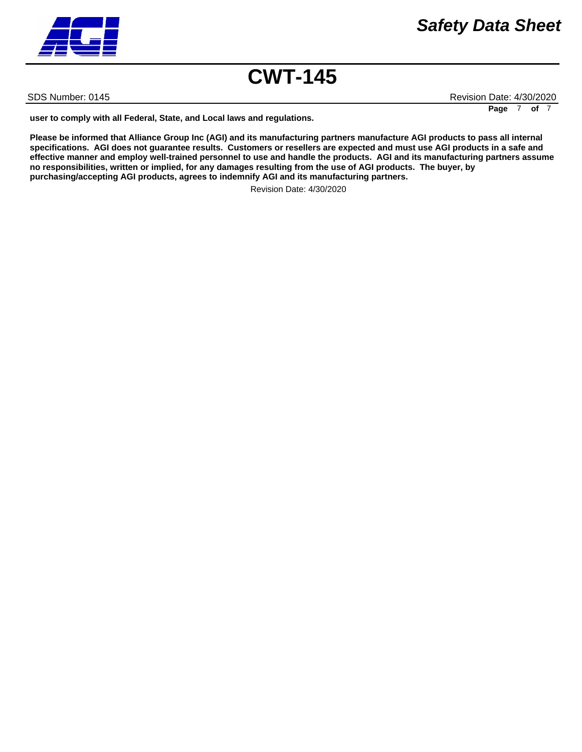**user to comply with all Federal, State, and Local laws and regulations.**

**Please be informed that Alliance Group Inc (AGI) and its manufacturing partners manufacture AGI products to pass all internal specifications. AGI does not guarantee results. Customers or resellers are expected and must use AGI products in a safe and effective manner and employ well-trained personnel to use and handle the products. AGI and its manufacturing partners assume no responsibilities, written or implied, for any damages resulting from the use of AGI products. The buyer, by purchasing/accepting AGI products, agrees to indemnify AGI and its manufacturing partners.**

Revision Date: 4/30/2020